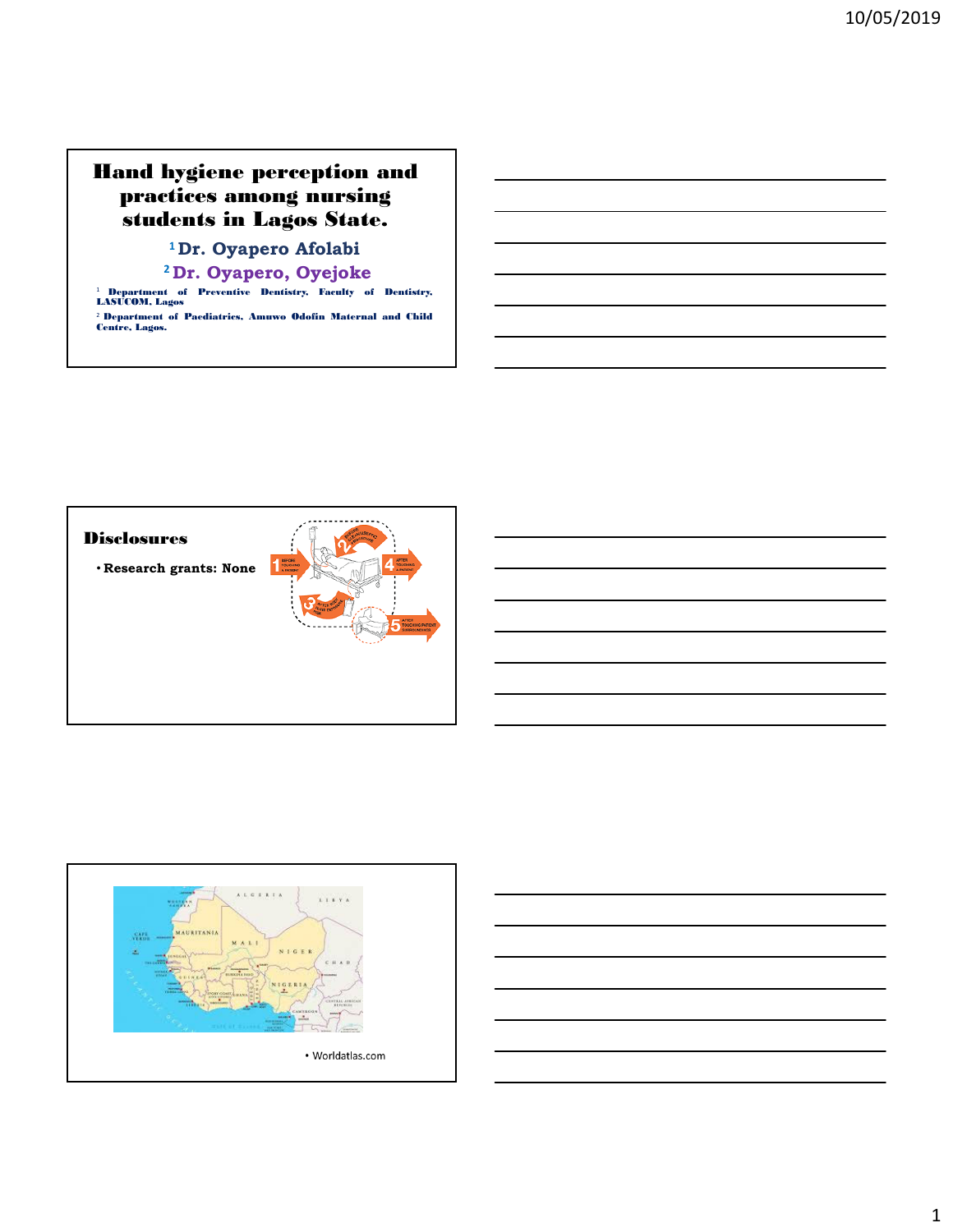# Hand hygiene perception and practices among nursing students in Lagos State.

[1] **Dr. Oyapero Afolabi**

[2] **Dr. Oyapero, Oyejoke**

[1] Department of Preventive Dentistry, Faculty of Dentistry, LASUCOM, Lagos

[2] Department of Paediatrics, Amuwo Odofin Maternal and Child Centre, Lagos.

## Disclosures

- Research grants: None

- Worldatlas.com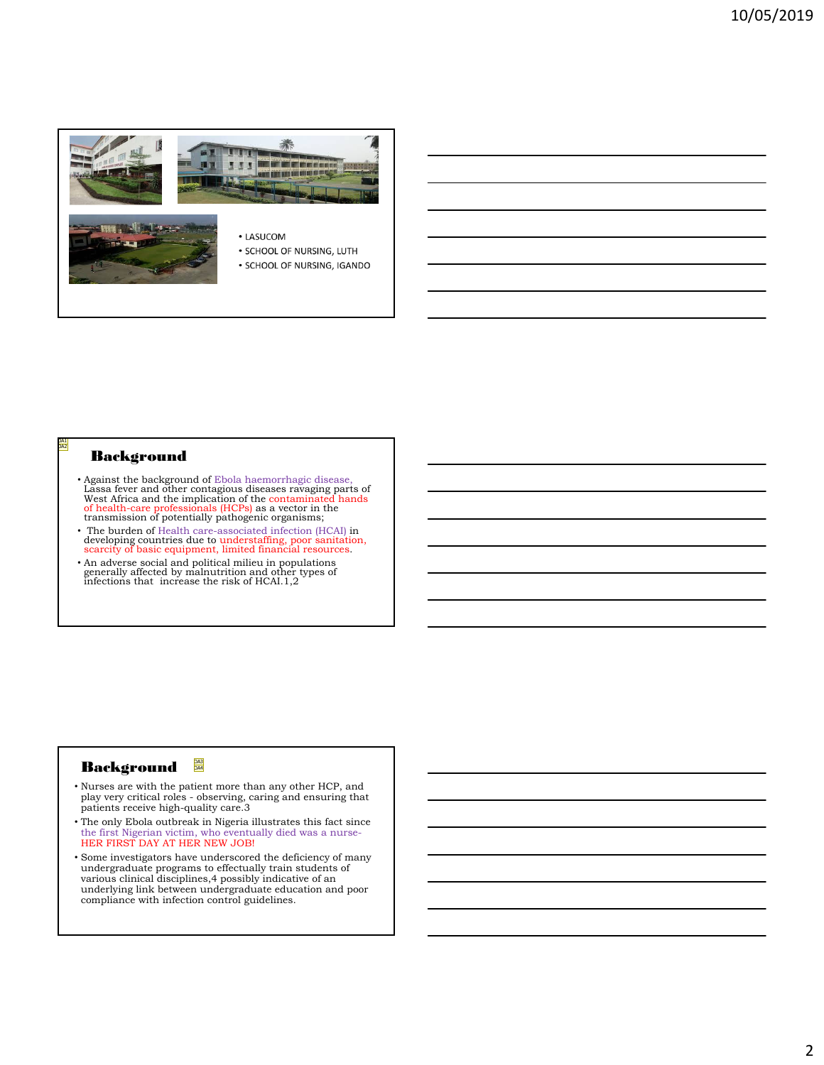- LASUCOM
- SCHOOL OF NURSING, LUTH
- SCHOOL OF NURSING, IGANDO

## Background

- Against the background of Ebola haemorrhagic disease, Lassa fever and other contagious diseases ravaging parts of West Africa and the implication of the contaminated hands of health-care professionals (HCPs) as a vector in the transmission of potentially pathogenic organisms;
- The burden of Health care-associated infection (HCAI) in developing countries due to understaffing, poor sanitation, scarcity of basic equipment, limited financial resources.
- An adverse social and political milieu in populations generally affected by malnutrition and other types of infections that increase the risk of HCAI.1,2

## Background

- Nurses are with the patient more than any other HCP, and play very critical roles - observing, caring and ensuring that patients receive high-quality care.3
- The only Ebola outbreak in Nigeria illustrates this fact since the first Nigerian victim, who eventually died was a nurse- HER FIRST DAY AT HER NEW JOB!
- Some investigators have underscored the deficiency of many undergraduate programs to effectually train students of various clinical disciplines,4 possibly indicative of an underlying link between undergraduate education and poor compliance with infection control guidelines.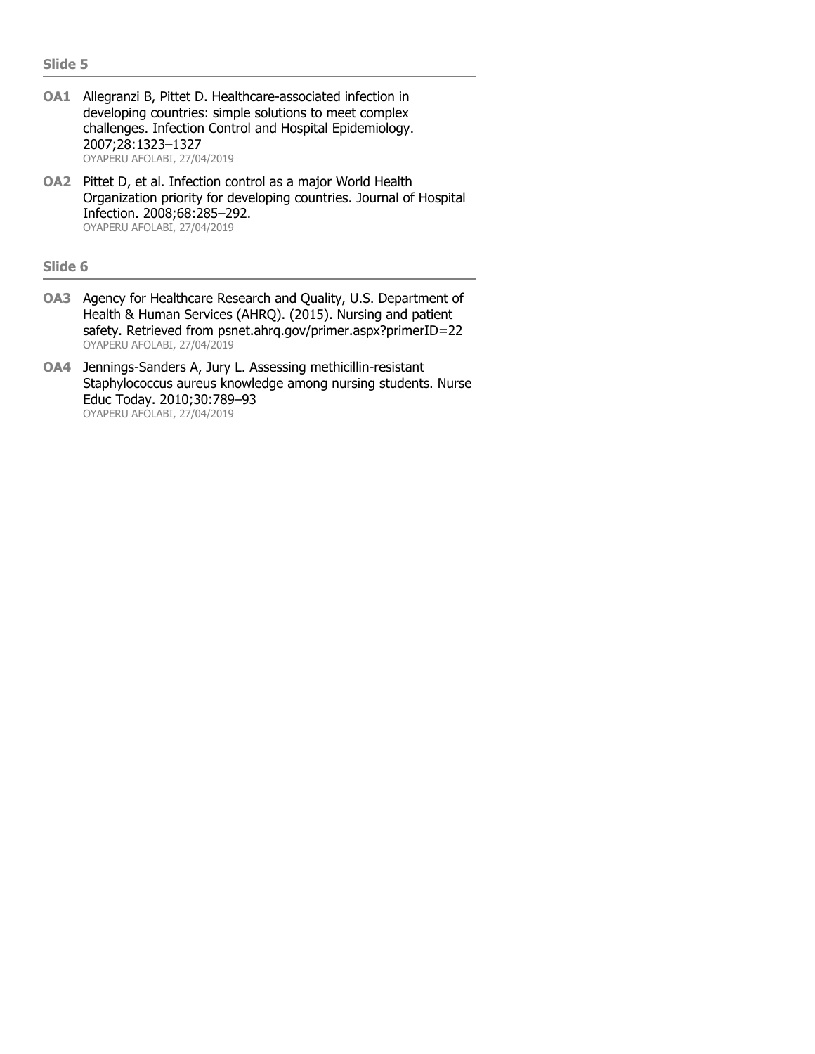## Slide 5

**OA1** Allegranzi B, Pittet D. Healthcare-associated infection in developing countries: simple solutions to meet complex challenges. Infection Control and Hospital Epidemiology. 2007;28:1323–1327
OYAPERU AFOLABI, 27/04/2019

**OA2** Pittet D, et al. Infection control as a major World Health Organization priority for developing countries. Journal of Hospital Infection. 2008;68:285–292.
OYAPERU AFOLABI, 27/04/2019

## Slide 6

**OA3** Agency for Healthcare Research and Quality, U.S. Department of Health & Human Services (AHRQ). (2015). Nursing and patient safety. Retrieved from psnet.ahrq.gov/primer.aspx?primerID=22
OYAPERU AFOLABI, 27/04/2019

**OA4** Jennings-Sanders A, Jury L. Assessing methicillin-resistant Staphylococcus aureus knowledge among nursing students. Nurse Educ Today. 2010;30:789–93
OYAPERU AFOLABI, 27/04/2019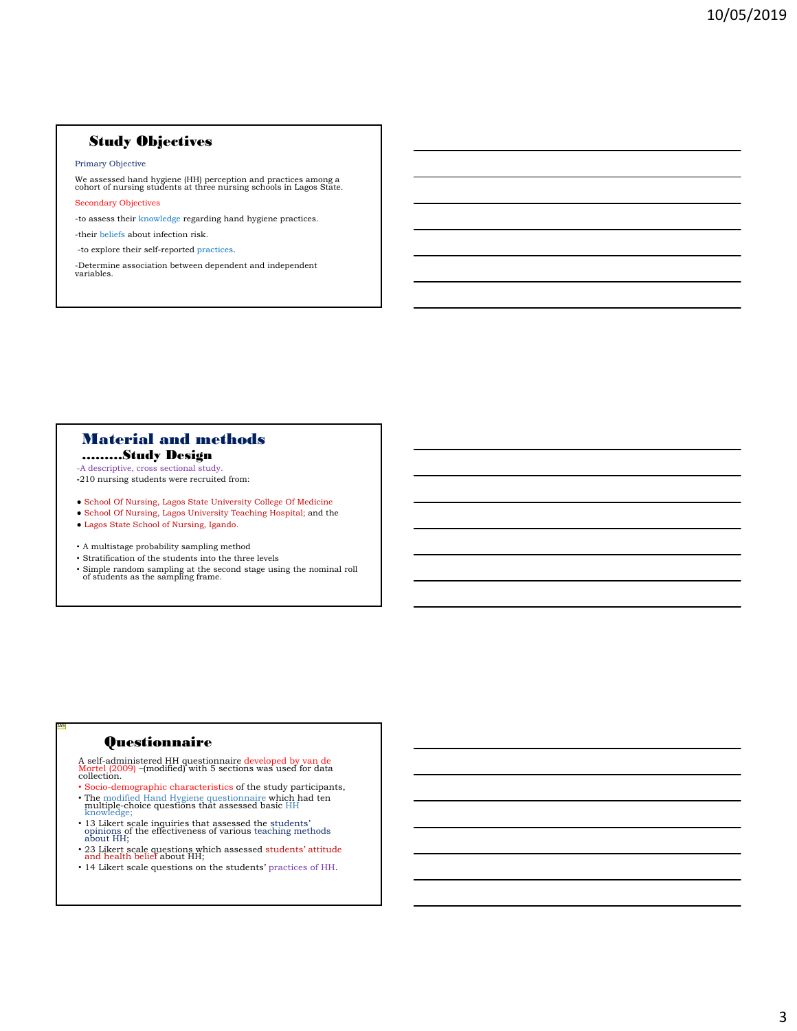## Study Objectives

Primary Objective

We assessed hand hygiene (HH) perception and practices among a cohort of nursing students at three nursing schools in Lagos State.

Secondary Objectives

-to assess their knowledge regarding hand hygiene practices.

-their beliefs about infection risk.

-to explore their self-reported practices.

-Determine association between dependent and independent variables.

## Material and methods

### .........Study Design

-A descriptive, cross sectional study.

-210 nursing students were recruited from:

- School Of Nursing, Lagos State University College Of Medicine
- School Of Nursing, Lagos University Teaching Hospital; and the
- Lagos State School of Nursing, Igando.

- A multistage probability sampling method
- Stratification of the students into the three levels
- Simple random sampling at the second stage using the nominal roll of students as the sampling frame.

## Questionnaire

A self-administered HH questionnaire developed by van de Mortel (2009) –(modified) with 5 sections was used for data collection.

- Socio-demographic characteristics of the study participants,
- The modified Hand Hygiene questionnaire which had ten multiple-choice questions that assessed basic HH knowledge;
- 13 Likert scale inquiries that assessed the students' opinions of the effectiveness of various teaching methods about HH;
- 23 Likert scale questions which assessed students' attitude and health belief about HH;
- 14 Likert scale questions on the students' practices of HH.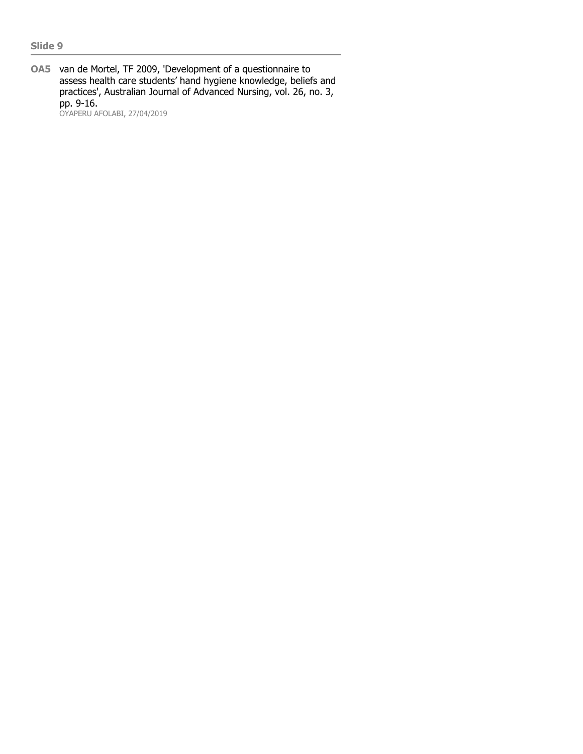**Slide 9**

---

**OA5** van de Mortel, TF 2009, 'Development of a questionnaire to assess health care students' hand hygiene knowledge, beliefs and practices', Australian Journal of Advanced Nursing, vol. 26, no. 3, pp. 9-16.
OYAPERU AFOLABI, 27/04/2019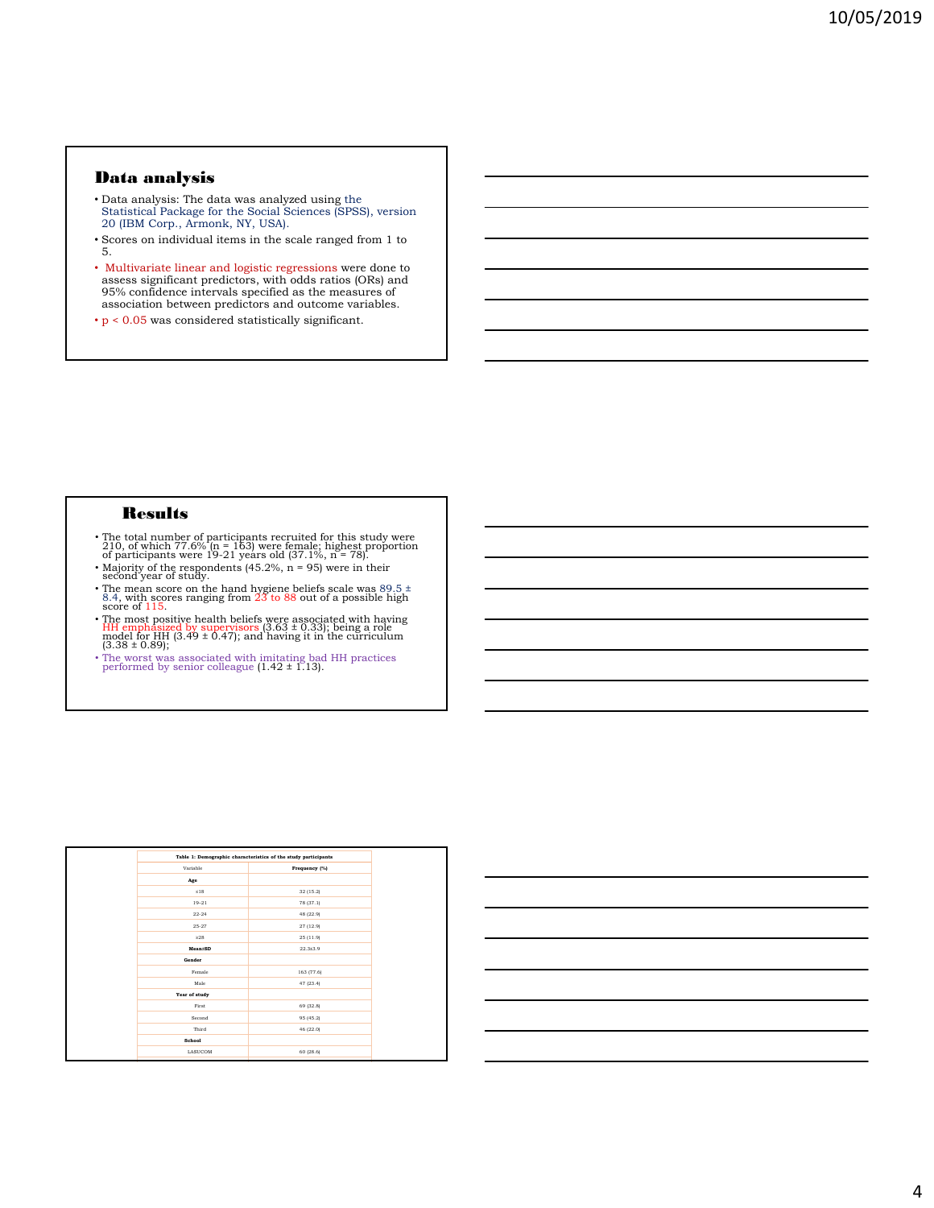## Data analysis

- Data analysis: The data was analyzed using the Statistical Package for the Social Sciences (SPSS), version 20 (IBM Corp., Armonk, NY, USA).
- Scores on individual items in the scale ranged from 1 to 5.
- Multivariate linear and logistic regressions were done to assess significant predictors, with odds ratios (ORs) and 95% confidence intervals specified as the measures of association between predictors and outcome variables.
- $p < 0.05$ was considered statistically significant.

## Results

- The total number of participants recruited for this study were 210, of which 77.6% (n = 163) were female; highest proportion of participants were 19-21 years old (37.1%, n = 78).
- Majority of the respondents (45.2%, n = 95) were in their second year of study.
- The mean score on the hand hygiene beliefs scale was 89.5 ± 8.4, with scores ranging from 23 to 88 out of a possible high score of 115.
- The most positive health beliefs were associated with having HH emphasized by supervisors (3.63 ± 0.33); being a role model for HH (3.49 ± 0.47); and having it in the curriculum (3.38 ± 0.89);
- The worst was associated with imitating bad HH practices performed by senior colleague (1.42 ± 1.13).

**Table 1: Demographic characteristics of the study participants**

| Variable | Frequency (%) |
|---|---|
| **Age** | |
| ≤18 | 32 (15.2) |
| 19-21 | 78 (37.1) |
| 22-24 | 48 (22.9) |
| 25-27 | 27 (12.9) |
| ≥28 | 25 (11.9) |
| **Mean±SD** | 22.3±3.9 |
| **Gender** | |
| Female | 163 (77.6) |
| Male | 47 (23.4) |
| **Year of study** | |
| First | 69 (32.8) |
| Second | 95 (45.2) |
| Third | 46 (22.0) |
| **School** | |
| LASUCOM | 60 (28.6) |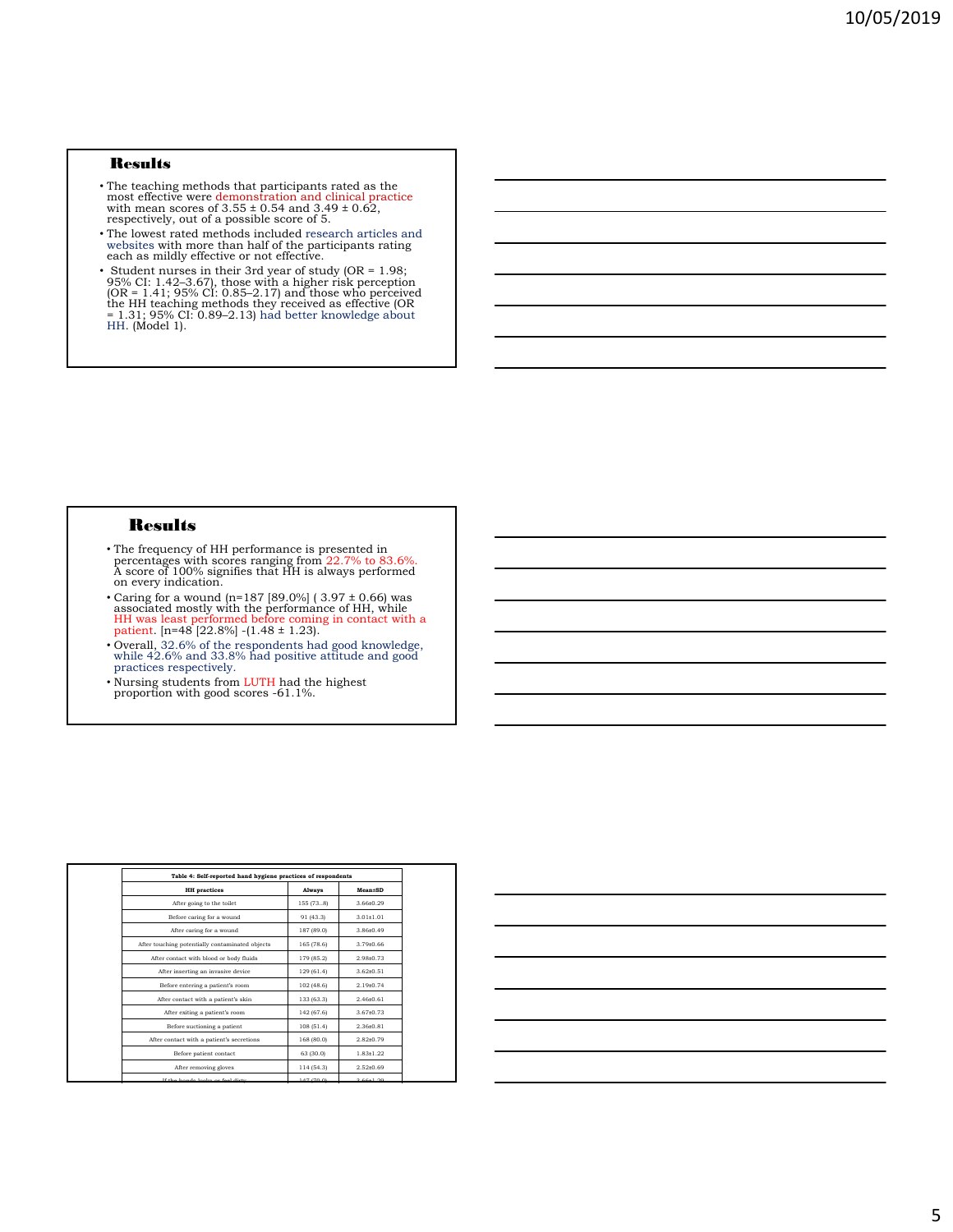## Results

- The teaching methods that participants rated as the most effective were demonstration and clinical practice with mean scores of 3.55 ± 0.54 and 3.49 ± 0.62, respectively, out of a possible score of 5.
- The lowest rated methods included research articles and websites with more than half of the participants rating each as mildly effective or not effective.
- Student nurses in their 3rd year of study (OR = 1.98; 95% CI: 1.42–3.67), those with a higher risk perception (OR = 1.41; 95% CI: 0.85–2.17) and those who perceived the HH teaching methods they received as effective (OR = 1.31; 95% CI: 0.89–2.13) had better knowledge about HH. (Model 1).

## Results

- The frequency of HH performance is presented in percentages with scores ranging from 22.7% to 83.6%. A score of 100% signifies that HH is always performed on every indication.
- Caring for a wound (n=187 [89.0%] ( 3.97 ± 0.66) was associated mostly with the performance of HH, while HH was least performed before coming in contact with a patient. [n=48 [22.8%] -(1.48 ± 1.23).
- Overall, 32.6% of the respondents had good knowledge, while 42.6% and 33.8% had positive attitude and good practices respectively.
- Nursing students from LUTH had the highest proportion with good scores -61.1%.

**Table 4: Self-reported hand hygiene practices of respondents**

| HH practices | Always | Mean±SD |
|---|---|---|
| After going to the toilet | 155 (73..8) | 3.66±0.29 |
| Before caring for a wound | 91 (43.3) | 3.01±1.01 |
| After caring for a wound | 187 (89.0) | 3.86±0.49 |
| After touching potentially contaminated objects | 165 (78.6) | 3.79±0.66 |
| After contact with blood or body fluids | 179 (85.2) | 2.98±0.73 |
| After inserting an invasive device | 129 (61.4) | 3.62±0.51 |
| Before entering a patient's room | 102 (48.6) | 2.19±0.74 |
| After contact with a patient's skin | 133 (63.3) | 2.46±0.61 |
| After exiting a patient's room | 142 (67.6) | 3.67±0.73 |
| Before suctioning a patient | 108 (51.4) | 2.36±0.81 |
| After contact with a patient's secretions | 168 (80.0) | 2.82±0.79 |
| Before patient contact | 63 (30.0) | 1.83±1.22 |
| After removing gloves | 114 (54.3) | 2.52±0.69 |
| If the hands looks or feel dirty | 147 (70.0) | 3.66±1.29 |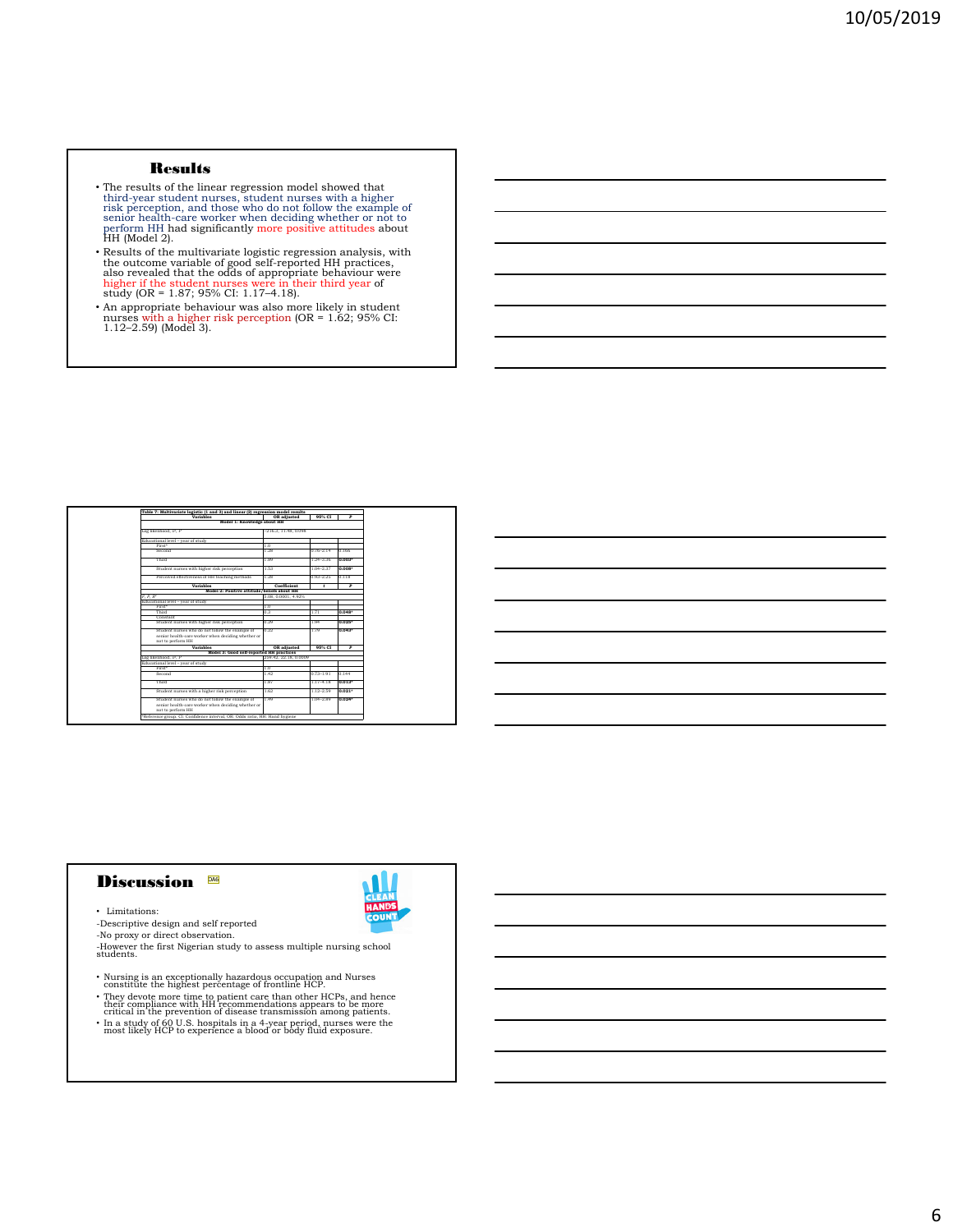## Results

- The results of the linear regression model showed that third-year student nurses, student nurses with a higher risk perception, and those who do not follow the example of senior health-care worker when deciding whether or not to perform HH had significantly more positive attitudes about HH (Model 2).
- Results of the multivariate logistic regression analysis, with the outcome variable of good self-reported HH practices, also revealed that the odds of appropriate behaviour were higher if the student nurses were in their third year of study (OR = 1.87; 95% CI: 1.17–4.18).
- An appropriate behaviour was also more likely in student nurses with a higher risk perception (OR = 1.62; 95% CI: 1.12–2.59) (Model 3).

**Table 7. Multivariate logistic (1 and 3) and linear (2) regression model results**

| Variables | OR adjusted | 95% CI | p |
|---|---|---|---|
| **Model 1: Knowledge about HH** | | | |
| Log likelihood, $\chi^2$, p | −216.3, 11.48, 0.098 | | |
| Educational level – year of study | | | |
| First* | 1.0 | | |
| Second | 1.28 | 0.76–2.14 | 0.166 |
| Third | 1.99 | 1.24–3.16 | 0.003* |
| Student nurses with higher risk perception | 1.53 | 1.04–2.37 | 0.008* |
| Perceived effectiveness of HH teaching methods | 1.28 | 0.63–2.25 | 0.118 |
| **Variables** | **Coefficient** | **t** | **p** |
| **Model 2: Positive attitude/beliefs about HH** | | | |
| F, p, $R^2$ | 5.08, 0.0001, 4.92% | | |
| Educational level – year of study | | | |
| First* | 1.0 | | |
| Third | 0.3 | 1.71 | 0.048* |
| Constant | | | |
| Student nurses with higher risk perception | 0.29 | 1.94 | 0.028* |
| Student nurses who do not follow the example of senior health-care worker when deciding whether or not to perform HH | 0.22 | 1.9 | 0.043* |
| **Variables** | **OR adjusted** | **95% CI** | **p** |
| **Model 3: Good self-reported HH practices** | | | |
| Log likelihood, $\chi^2$, p | 238.42, 22.18, 0.0004 | | |
| Educational level – year of study | | | |
| First* | 1.0 | | |
| Second | 1.42 | 0.73–1.91 | 0.144 |
| Third | 1.87 | 1.17–4.18 | 0.013* |
| Student nurses with a higher risk perception | 1.62 | 1.12–2.59 | 0.021* |
| Student nurses who do not follow the example of senior health-care worker when deciding whether or not to perform HH | 1.49 | 1.04–2.84 | 0.024* |

*Reference group. CI: Confidence interval, OR: Odds ratio, HH: Hand hygiene

## Discussion

- Limitations:

-Descriptive design and self reported

-No proxy or direct observation.

-However the first Nigerian study to assess multiple nursing school students.

- Nursing is an exceptionally hazardous occupation and Nurses constitute the highest percentage of frontline HCP.
- They devote more time to patient care than other HCPs, and hence their compliance with HH recommendations appears to be more critical in the prevention of disease transmission among patients.
- In a study of 60 U.S. hospitals in a 4-year period, nurses were the most likely HCP to experience a blood or body fluid exposure.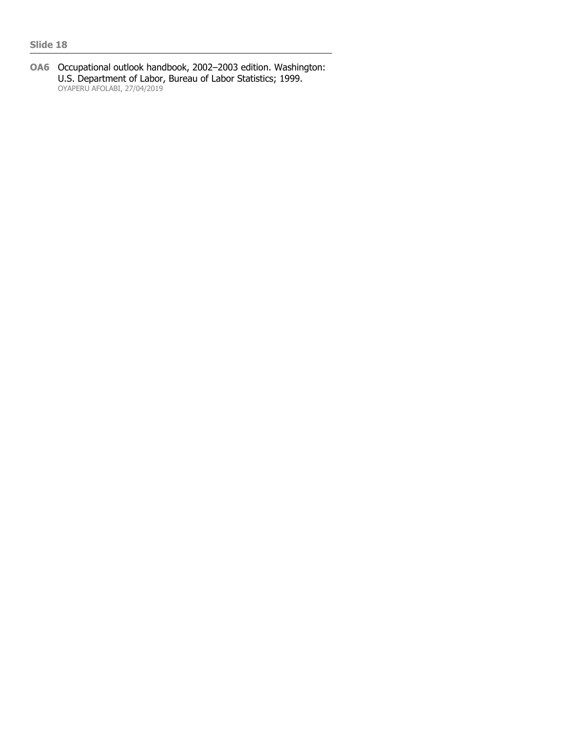**Slide 18**

---

**OA6** Occupational outlook handbook, 2002–2003 edition. Washington: U.S. Department of Labor, Bureau of Labor Statistics; 1999.
OYAPERU AFOLABI, 27/04/2019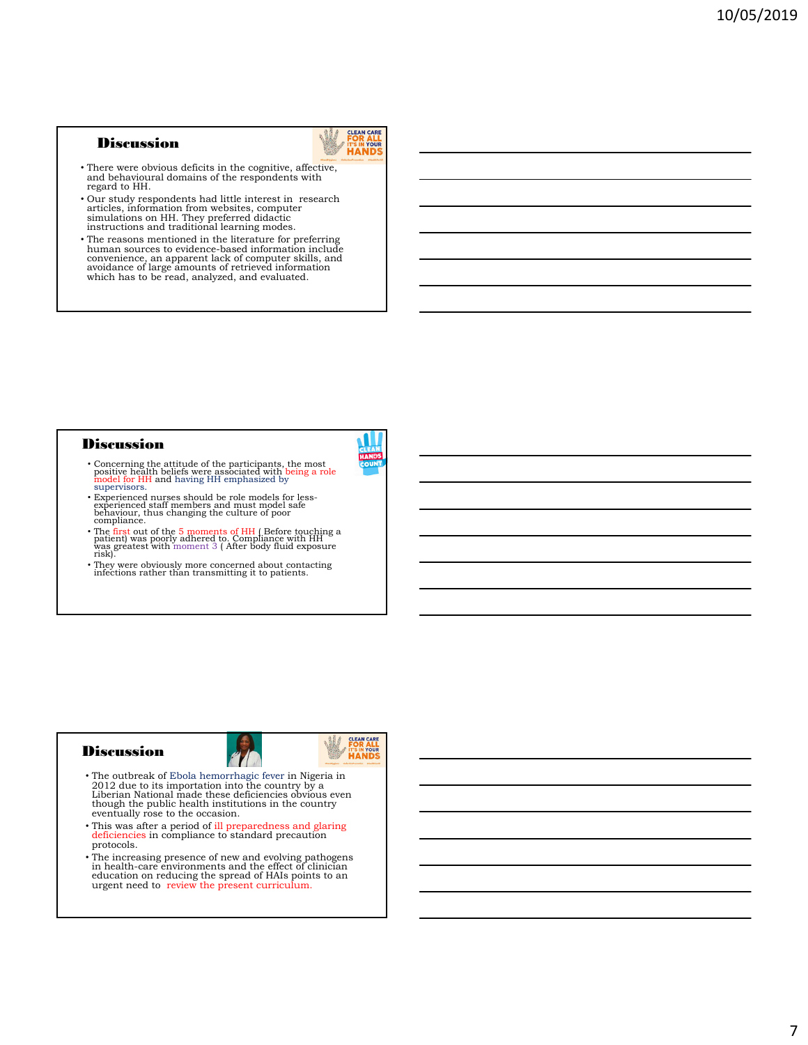## Discussion

- There were obvious deficits in the cognitive, affective, and behavioural domains of the respondents with regard to HH.
- Our study respondents had little interest in research articles, information from websites, computer simulations on HH. They preferred didactic instructions and traditional learning modes.
- The reasons mentioned in the literature for preferring human sources to evidence-based information include convenience, an apparent lack of computer skills, and avoidance of large amounts of retrieved information which has to be read, analyzed, and evaluated.

## Discussion

- Concerning the attitude of the participants, the most positive health beliefs were associated with being a role model for HH and having HH emphasized by supervisors.
- Experienced nurses should be role models for less-experienced staff members and must model safe behaviour, thus changing the culture of poor compliance.
- The first out of the 5 moments of HH ( Before touching a patient) was poorly adhered to. Compliance with HH was greatest with moment 3 ( After body fluid exposure risk).
- They were obviously more concerned about contacting infections rather than transmitting it to patients.

## Discussion

- The outbreak of Ebola hemorrhagic fever in Nigeria in 2012 due to its importation into the country by a Liberian National made these deficiencies obvious even though the public health institutions in the country eventually rose to the occasion.
- This was after a period of ill preparedness and glaring deficiencies in compliance to standard precaution protocols.
- The increasing presence of new and evolving pathogens in health-care environments and the effect of clinician education on reducing the spread of HAIs points to an urgent need to review the present curriculum.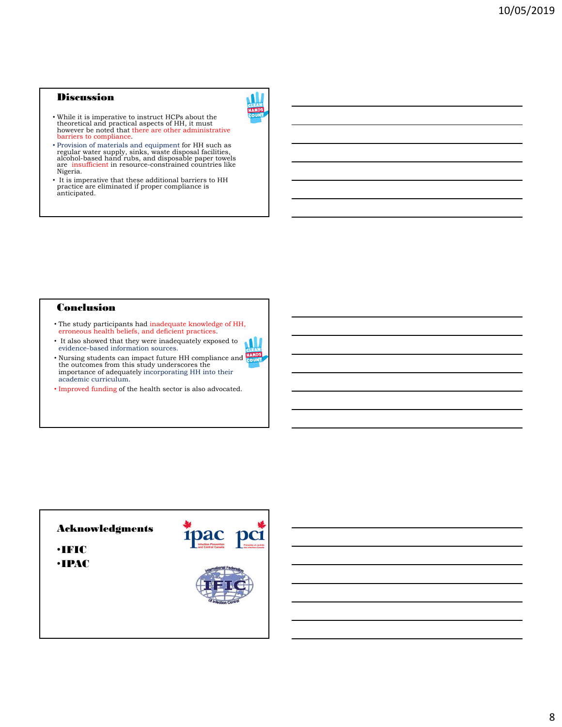## Discussion

- While it is imperative to instruct HCPs about the theoretical and practical aspects of HH, it must however be noted that there are other administrative barriers to compliance.
- Provision of materials and equipment for HH such as regular water supply, sinks, waste disposal facilities, alcohol-based hand rubs, and disposable paper towels are insufficient in resource-constrained countries like Nigeria.
- It is imperative that these additional barriers to HH practice are eliminated if proper compliance is anticipated.

## Conclusion

- The study participants had inadequate knowledge of HH, erroneous health beliefs, and deficient practices.
- It also showed that they were inadequately exposed to evidence-based information sources.
- Nursing students can impact future HH compliance and the outcomes from this study underscores the importance of adequately incorporating HH into their academic curriculum.
- Improved funding of the health sector is also advocated.

## Acknowledgments

- **IFIC**
- **IPAC**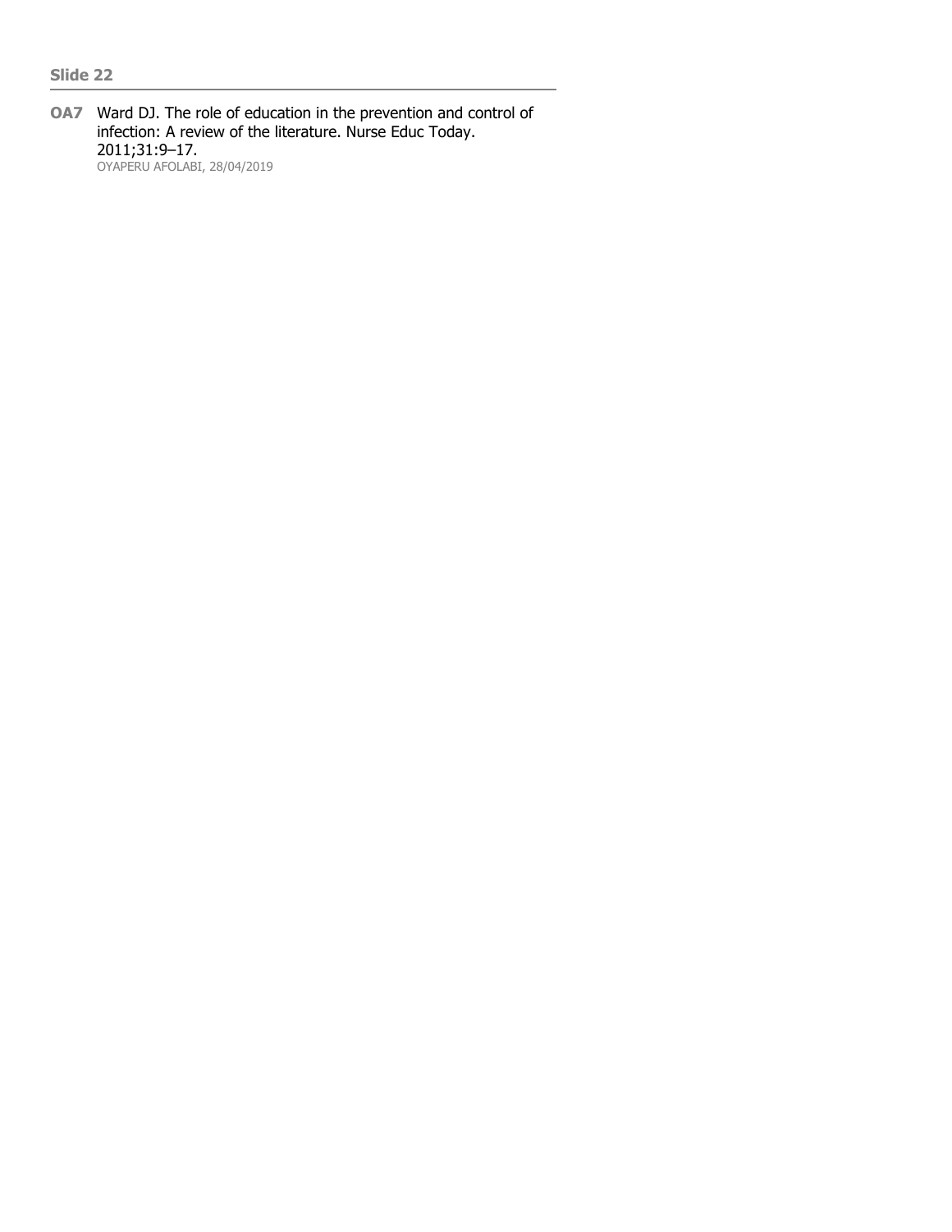**Slide 22**

---

**OA7** Ward DJ. The role of education in the prevention and control of infection: A review of the literature. Nurse Educ Today. 2011;31:9–17.
OYAPERU AFOLABI, 28/04/2019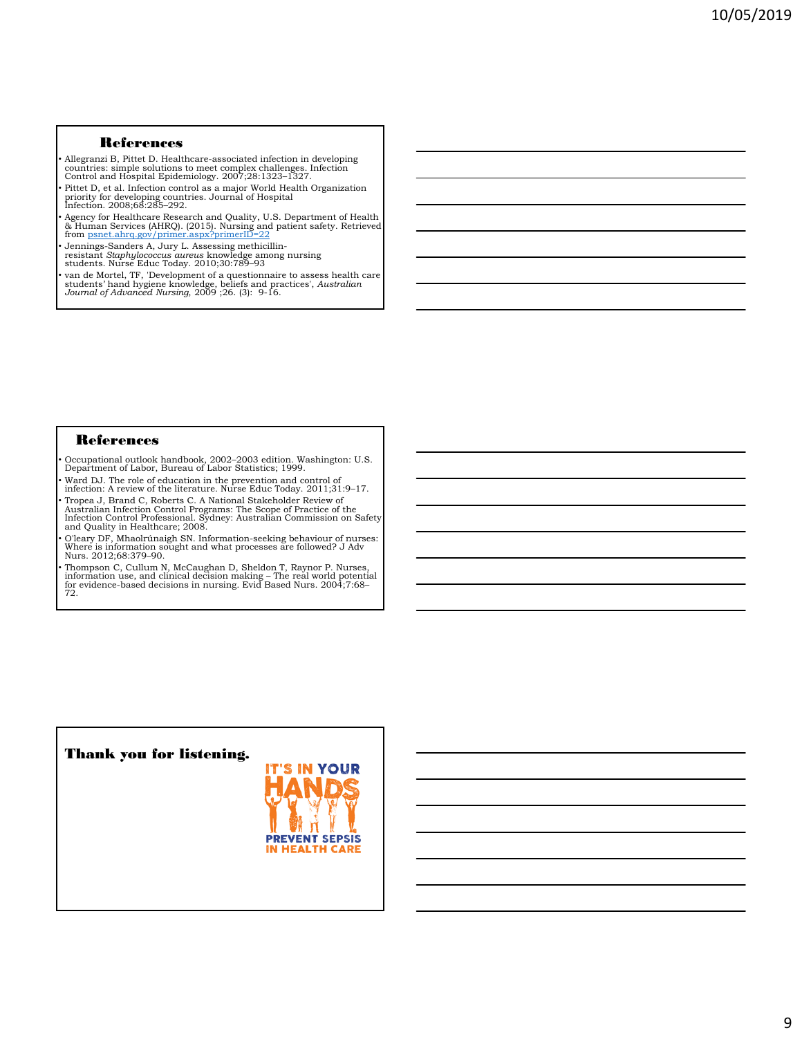## References

- Allegranzi B, Pittet D. Healthcare-associated infection in developing countries: simple solutions to meet complex challenges. Infection Control and Hospital Epidemiology. 2007;28:1323–1327.
- Pittet D, et al. Infection control as a major World Health Organization priority for developing countries. Journal of Hospital Infection. 2008;68:285–292.
- Agency for Healthcare Research and Quality, U.S. Department of Health & Human Services (AHRQ). (2015). Nursing and patient safety. Retrieved from psnet.ahrq.gov/primer.aspx?primerID=22
- Jennings-Sanders A, Jury L. Assessing methicillin-resistant *Staphylococcus aureus* knowledge among nursing students. Nurse Educ Today. 2010;30:789–93
- van de Mortel, TF, 'Development of a questionnaire to assess health care students' hand hygiene knowledge, beliefs and practices', *Australian Journal of Advanced Nursing*, 2009 ;26. (3): 9-16.

## References

- Occupational outlook handbook, 2002–2003 edition. Washington: U.S. Department of Labor, Bureau of Labor Statistics; 1999.
- Ward DJ. The role of education in the prevention and control of infection: A review of the literature. Nurse Educ Today. 2011;31:9–17.
- Tropea J, Brand C, Roberts C. A National Stakeholder Review of Australian Infection Control Programs: The Scope of Practice of the Infection Control Professional. Sydney: Australian Commission on Safety and Quality in Healthcare; 2008.
- O'leary DF, Mhaolrúnaigh SN. Information-seeking behaviour of nurses: Where is information sought and what processes are followed? J Adv Nurs. 2012;68:379–90.
- Thompson C, Cullum N, McCaughan D, Sheldon T, Raynor P. Nurses, information use, and clinical decision making – The real world potential for evidence-based decisions in nursing. Evid Based Nurs. 2004;7:68–72.

## Thank you for listening.

IT'S IN YOUR HANDS

PREVENT SEPSIS IN HEALTH CARE